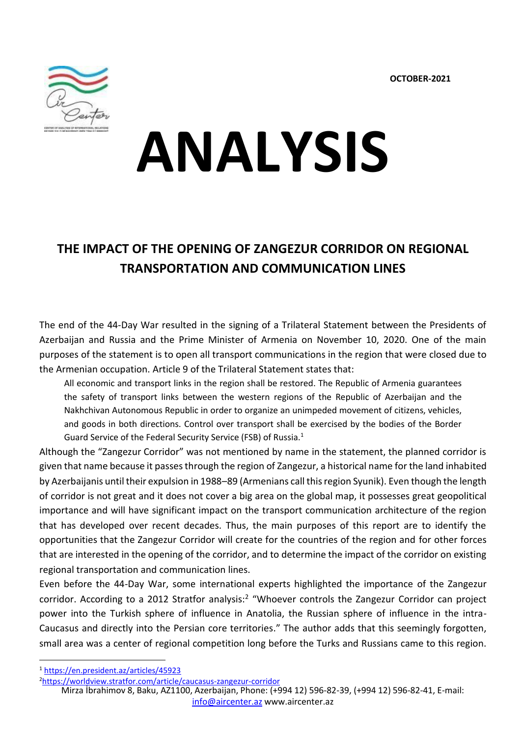OCTOBER-2021

# ANALYSIS

## THE IMPACT OF THE OPENING OF ZANGEZUR CORRIDOR ON REGIONAL TRANSPORTATION AND COMMUNICATION LINES

The end of the 44-Day War resulted in the signing of a Trilateral Statement between the Presidents of Azerbaijan and Russia and the Prime Minister of Armenia on November 10, 2020. One of the main purposes of the statement is to open all transport communications in the region that were closed due to the Armenian occupation. Article 9 of the Trilateral Statement states that:

> All economic and transport links in the region shall be restored. The Republic of Armenia guarantees the safety of transport links between the western regions of the Republic of Azerbaijan and the Nakhchivan Autonomous Republic in order to organize an unimpeded movement of citizens, vehicles, and goods in both directions. Control over transport shall be exercised by the bodies of the Border Guard Service of the Federal Security Service (FSB) of Russia.[1]

Although the "Zangezur Corridor" was not mentioned by name in the statement, the planned corridor is given that name because it passes through the region of Zangezur, a historical name for the land inhabited by Azerbaijanis until their expulsion in 1988–89 (Armenians call this region Syunik). Even though the length of corridor is not great and it does not cover a big area on the global map, it possesses great geopolitical importance and will have significant impact on the transport communication architecture of the region that has developed over recent decades. Thus, the main purposes of this report are to identify the opportunities that the Zangezur Corridor will create for the countries of the region and for other forces that are interested in the opening of the corridor, and to determine the impact of the corridor on existing regional transportation and communication lines.

Even before the 44-Day War, some international experts highlighted the importance of the Zangezur corridor. According to a 2012 Stratfor analysis:[2] "Whoever controls the Zangezur Corridor can project power into the Turkish sphere of influence in Anatolia, the Russian sphere of influence in the intra-Caucasus and directly into the Persian core territories." The author adds that this seemingly forgotten, small area was a center of regional competition long before the Turks and Russians came to this region.

---

[1] https://en.president.az/articles/45923

[2] https://worldview.stratfor.com/article/caucasus-zangezur-corridor

Mirza İbrahimov 8, Baku, AZ1100, Azerbaijan, Phone: (+994 12) 596-82-39, (+994 12) 596-82-41, E-mail: info@aircenter.az www.aircenter.az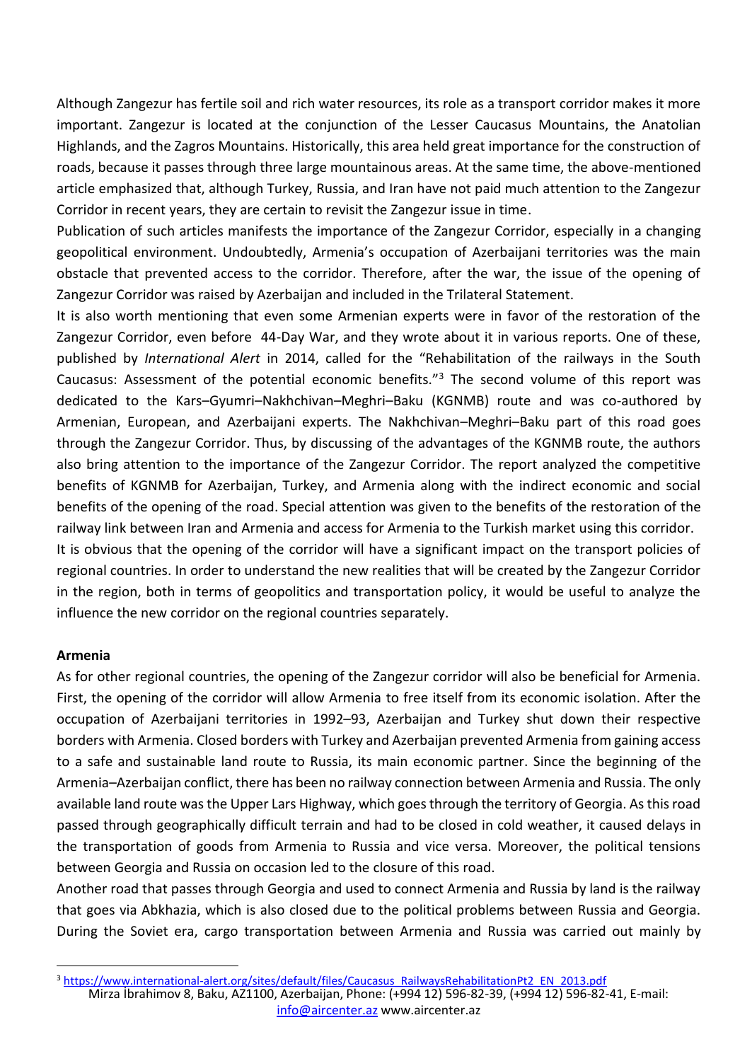Although Zangezur has fertile soil and rich water resources, its role as a transport corridor makes it more important. Zangezur is located at the conjunction of the Lesser Caucasus Mountains, the Anatolian Highlands, and the Zagros Mountains. Historically, this area held great importance for the construction of roads, because it passes through three large mountainous areas. At the same time, the above-mentioned article emphasized that, although Turkey, Russia, and Iran have not paid much attention to the Zangezur Corridor in recent years, they are certain to revisit the Zangezur issue in time.

Publication of such articles manifests the importance of the Zangezur Corridor, especially in a changing geopolitical environment. Undoubtedly, Armenia's occupation of Azerbaijani territories was the main obstacle that prevented access to the corridor. Therefore, after the war, the issue of the opening of Zangezur Corridor was raised by Azerbaijan and included in the Trilateral Statement.

It is also worth mentioning that even some Armenian experts were in favor of the restoration of the Zangezur Corridor, even before 44-Day War, and they wrote about it in various reports. One of these, published by *International Alert* in 2014, called for the "Rehabilitation of the railways in the South Caucasus: Assessment of the potential economic benefits."[3] The second volume of this report was dedicated to the Kars–Gyumri–Nakhchivan–Meghri–Baku (KGNMB) route and was co-authored by Armenian, European, and Azerbaijani experts. The Nakhchivan–Meghri–Baku part of this road goes through the Zangezur Corridor. Thus, by discussing of the advantages of the KGNMB route, the authors also bring attention to the importance of the Zangezur Corridor. The report analyzed the competitive benefits of KGNMB for Azerbaijan, Turkey, and Armenia along with the indirect economic and social benefits of the opening of the road. Special attention was given to the benefits of the restoration of the railway link between Iran and Armenia and access for Armenia to the Turkish market using this corridor.

It is obvious that the opening of the corridor will have a significant impact on the transport policies of regional countries. In order to understand the new realities that will be created by the Zangezur Corridor in the region, both in terms of geopolitics and transportation policy, it would be useful to analyze the influence the new corridor on the regional countries separately.

**Armenia**

As for other regional countries, the opening of the Zangezur corridor will also be beneficial for Armenia. First, the opening of the corridor will allow Armenia to free itself from its economic isolation. After the occupation of Azerbaijani territories in 1992–93, Azerbaijan and Turkey shut down their respective borders with Armenia. Closed borders with Turkey and Azerbaijan prevented Armenia from gaining access to a safe and sustainable land route to Russia, its main economic partner. Since the beginning of the Armenia–Azerbaijan conflict, there has been no railway connection between Armenia and Russia. The only available land route was the Upper Lars Highway, which goes through the territory of Georgia. As this road passed through geographically difficult terrain and had to be closed in cold weather, it caused delays in the transportation of goods from Armenia to Russia and vice versa. Moreover, the political tensions between Georgia and Russia on occasion led to the closure of this road.

Another road that passes through Georgia and used to connect Armenia and Russia by land is the railway that goes via Abkhazia, which is also closed due to the political problems between Russia and Georgia. During the Soviet era, cargo transportation between Armenia and Russia was carried out mainly by

[3] https://www.international-alert.org/sites/default/files/Caucasus_RailwaysRehabilitationPt2_EN_2013.pdf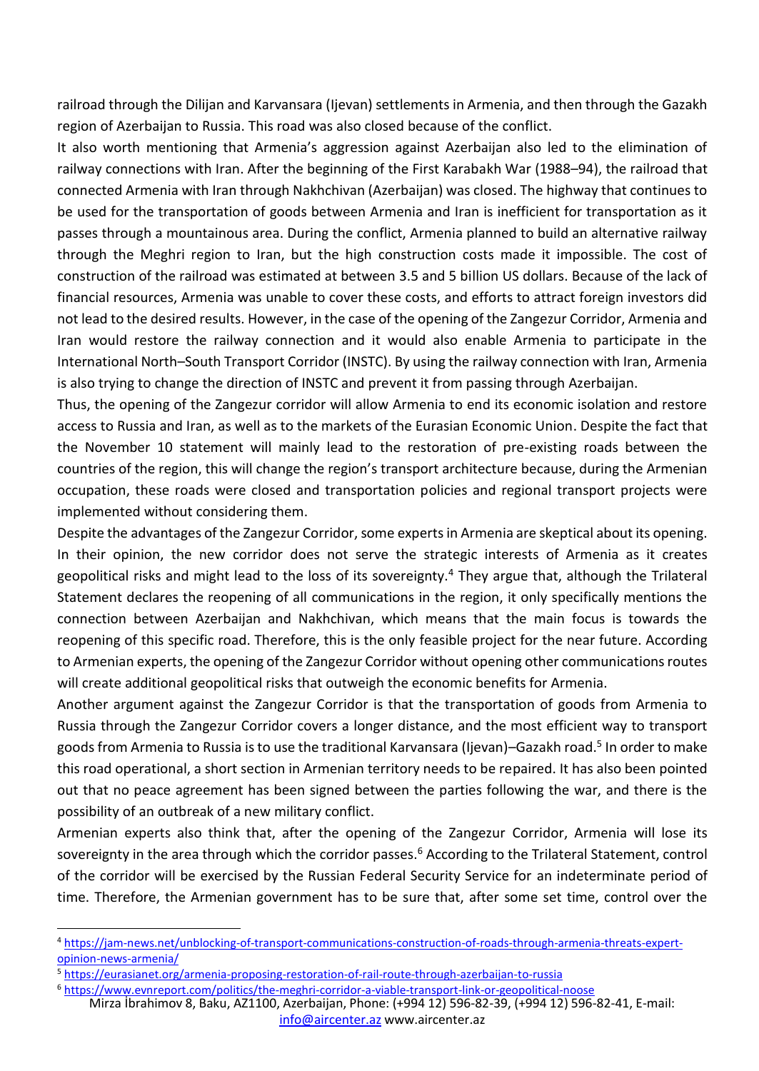railroad through the Dilijan and Karvansara (Ijevan) settlements in Armenia, and then through the Gazakh region of Azerbaijan to Russia. This road was also closed because of the conflict.

It also worth mentioning that Armenia's aggression against Azerbaijan also led to the elimination of railway connections with Iran. After the beginning of the First Karabakh War (1988–94), the railroad that connected Armenia with Iran through Nakhchivan (Azerbaijan) was closed. The highway that continues to be used for the transportation of goods between Armenia and Iran is inefficient for transportation as it passes through a mountainous area. During the conflict, Armenia planned to build an alternative railway through the Meghri region to Iran, but the high construction costs made it impossible. The cost of construction of the railroad was estimated at between 3.5 and 5 billion US dollars. Because of the lack of financial resources, Armenia was unable to cover these costs, and efforts to attract foreign investors did not lead to the desired results. However, in the case of the opening of the Zangezur Corridor, Armenia and Iran would restore the railway connection and it would also enable Armenia to participate in the International North–South Transport Corridor (INSTC). By using the railway connection with Iran, Armenia is also trying to change the direction of INSTC and prevent it from passing through Azerbaijan.

Thus, the opening of the Zangezur corridor will allow Armenia to end its economic isolation and restore access to Russia and Iran, as well as to the markets of the Eurasian Economic Union. Despite the fact that the November 10 statement will mainly lead to the restoration of pre-existing roads between the countries of the region, this will change the region's transport architecture because, during the Armenian occupation, these roads were closed and transportation policies and regional transport projects were implemented without considering them.

Despite the advantages of the Zangezur Corridor, some experts in Armenia are skeptical about its opening. In their opinion, the new corridor does not serve the strategic interests of Armenia as it creates geopolitical risks and might lead to the loss of its sovereignty.[4] They argue that, although the Trilateral Statement declares the reopening of all communications in the region, it only specifically mentions the connection between Azerbaijan and Nakhchivan, which means that the main focus is towards the reopening of this specific road. Therefore, this is the only feasible project for the near future. According to Armenian experts, the opening of the Zangezur Corridor without opening other communications routes will create additional geopolitical risks that outweigh the economic benefits for Armenia.

Another argument against the Zangezur Corridor is that the transportation of goods from Armenia to Russia through the Zangezur Corridor covers a longer distance, and the most efficient way to transport goods from Armenia to Russia is to use the traditional Karvansara (Ijevan)–Gazakh road.[5] In order to make this road operational, a short section in Armenian territory needs to be repaired. It has also been pointed out that no peace agreement has been signed between the parties following the war, and there is the possibility of an outbreak of a new military conflict.

Armenian experts also think that, after the opening of the Zangezur Corridor, Armenia will lose its sovereignty in the area through which the corridor passes.[6] According to the Trilateral Statement, control of the corridor will be exercised by the Russian Federal Security Service for an indeterminate period of time. Therefore, the Armenian government has to be sure that, after some set time, control over the

[4] https://jam-news.net/unblocking-of-transport-communications-construction-of-roads-through-armenia-threats-expert-opinion-news-armenia/

[5] https://eurasianet.org/armenia-proposing-restoration-of-rail-route-through-azerbaijan-to-russia

[6] https://www.evnreport.com/politics/the-meghri-corridor-a-viable-transport-link-or-geopolitical-noose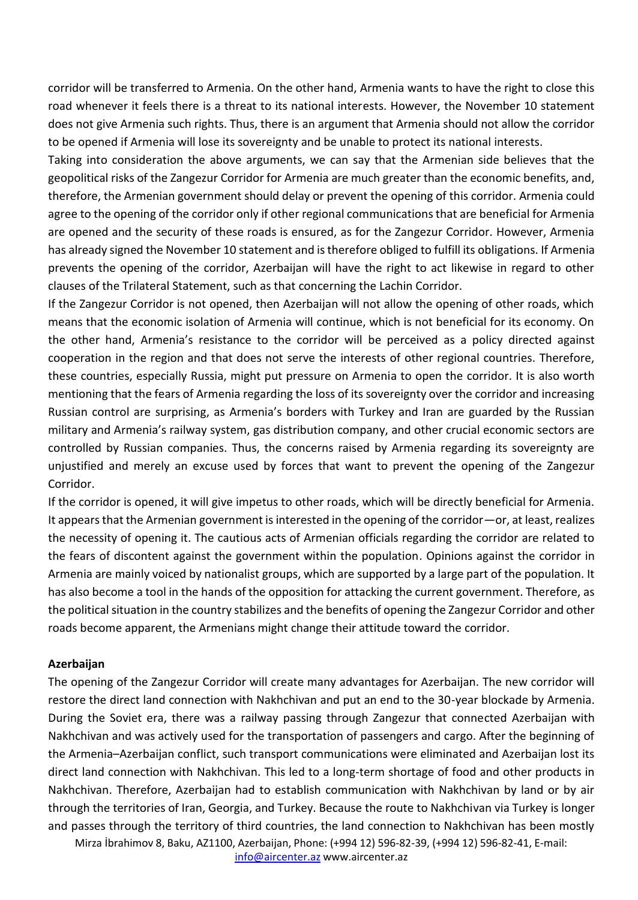corridor will be transferred to Armenia. On the other hand, Armenia wants to have the right to close this road whenever it feels there is a threat to its national interests. However, the November 10 statement does not give Armenia such rights. Thus, there is an argument that Armenia should not allow the corridor to be opened if Armenia will lose its sovereignty and be unable to protect its national interests.

Taking into consideration the above arguments, we can say that the Armenian side believes that the geopolitical risks of the Zangezur Corridor for Armenia are much greater than the economic benefits, and, therefore, the Armenian government should delay or prevent the opening of this corridor. Armenia could agree to the opening of the corridor only if other regional communications that are beneficial for Armenia are opened and the security of these roads is ensured, as for the Zangezur Corridor. However, Armenia has already signed the November 10 statement and is therefore obliged to fulfill its obligations. If Armenia prevents the opening of the corridor, Azerbaijan will have the right to act likewise in regard to other clauses of the Trilateral Statement, such as that concerning the Lachin Corridor.

If the Zangezur Corridor is not opened, then Azerbaijan will not allow the opening of other roads, which means that the economic isolation of Armenia will continue, which is not beneficial for its economy. On the other hand, Armenia's resistance to the corridor will be perceived as a policy directed against cooperation in the region and that does not serve the interests of other regional countries. Therefore, these countries, especially Russia, might put pressure on Armenia to open the corridor. It is also worth mentioning that the fears of Armenia regarding the loss of its sovereignty over the corridor and increasing Russian control are surprising, as Armenia's borders with Turkey and Iran are guarded by the Russian military and Armenia's railway system, gas distribution company, and other crucial economic sectors are controlled by Russian companies. Thus, the concerns raised by Armenia regarding its sovereignty are unjustified and merely an excuse used by forces that want to prevent the opening of the Zangezur Corridor.

If the corridor is opened, it will give impetus to other roads, which will be directly beneficial for Armenia. It appears that the Armenian government is interested in the opening of the corridor—or, at least, realizes the necessity of opening it. The cautious acts of Armenian officials regarding the corridor are related to the fears of discontent against the government within the population. Opinions against the corridor in Armenia are mainly voiced by nationalist groups, which are supported by a large part of the population. It has also become a tool in the hands of the opposition for attacking the current government. Therefore, as the political situation in the country stabilizes and the benefits of opening the Zangezur Corridor and other roads become apparent, the Armenians might change their attitude toward the corridor.

**Azerbaijan**

The opening of the Zangezur Corridor will create many advantages for Azerbaijan. The new corridor will restore the direct land connection with Nakhchivan and put an end to the 30-year blockade by Armenia. During the Soviet era, there was a railway passing through Zangezur that connected Azerbaijan with Nakhchivan and was actively used for the transportation of passengers and cargo. After the beginning of the Armenia–Azerbaijan conflict, such transport communications were eliminated and Azerbaijan lost its direct land connection with Nakhchivan. This led to a long-term shortage of food and other products in Nakhchivan. Therefore, Azerbaijan had to establish communication with Nakhchivan by land or by air through the territories of Iran, Georgia, and Turkey. Because the route to Nakhchivan via Turkey is longer and passes through the territory of third countries, the land connection to Nakhchivan has been mostly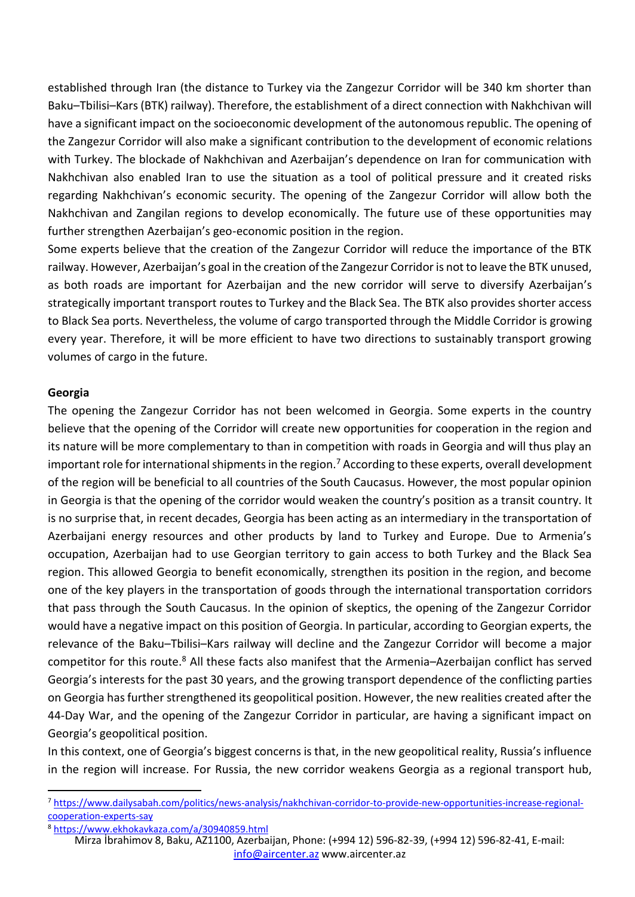established through Iran (the distance to Turkey via the Zangezur Corridor will be 340 km shorter than Baku–Tbilisi–Kars (BTK) railway). Therefore, the establishment of a direct connection with Nakhchivan will have a significant impact on the socioeconomic development of the autonomous republic. The opening of the Zangezur Corridor will also make a significant contribution to the development of economic relations with Turkey. The blockade of Nakhchivan and Azerbaijan's dependence on Iran for communication with Nakhchivan also enabled Iran to use the situation as a tool of political pressure and it created risks regarding Nakhchivan's economic security. The opening of the Zangezur Corridor will allow both the Nakhchivan and Zangilan regions to develop economically. The future use of these opportunities may further strengthen Azerbaijan's geo-economic position in the region.

Some experts believe that the creation of the Zangezur Corridor will reduce the importance of the BTK railway. However, Azerbaijan's goal in the creation of the Zangezur Corridor is not to leave the BTK unused, as both roads are important for Azerbaijan and the new corridor will serve to diversify Azerbaijan's strategically important transport routes to Turkey and the Black Sea. The BTK also provides shorter access to Black Sea ports. Nevertheless, the volume of cargo transported through the Middle Corridor is growing every year. Therefore, it will be more efficient to have two directions to sustainably transport growing volumes of cargo in the future.

**Georgia**

The opening the Zangezur Corridor has not been welcomed in Georgia. Some experts in the country believe that the opening of the Corridor will create new opportunities for cooperation in the region and its nature will be more complementary to than in competition with roads in Georgia and will thus play an important role for international shipments in the region.[7] According to these experts, overall development of the region will be beneficial to all countries of the South Caucasus. However, the most popular opinion in Georgia is that the opening of the corridor would weaken the country's position as a transit country. It is no surprise that, in recent decades, Georgia has been acting as an intermediary in the transportation of Azerbaijani energy resources and other products by land to Turkey and Europe. Due to Armenia's occupation, Azerbaijan had to use Georgian territory to gain access to both Turkey and the Black Sea region. This allowed Georgia to benefit economically, strengthen its position in the region, and become one of the key players in the transportation of goods through the international transportation corridors that pass through the South Caucasus. In the opinion of skeptics, the opening of the Zangezur Corridor would have a negative impact on this position of Georgia. In particular, according to Georgian experts, the relevance of the Baku–Tbilisi–Kars railway will decline and the Zangezur Corridor will become a major competitor for this route.[8] All these facts also manifest that the Armenia–Azerbaijan conflict has served Georgia's interests for the past 30 years, and the growing transport dependence of the conflicting parties on Georgia has further strengthened its geopolitical position. However, the new realities created after the 44-Day War, and the opening of the Zangezur Corridor in particular, are having a significant impact on Georgia's geopolitical position.

In this context, one of Georgia's biggest concerns is that, in the new geopolitical reality, Russia's influence in the region will increase. For Russia, the new corridor weakens Georgia as a regional transport hub,

---

[7] https://www.dailysabah.com/politics/news-analysis/nakhchivan-corridor-to-provide-new-opportunities-increase-regional-cooperation-experts-say

[8] https://www.ekhokavkaza.com/a/30940859.html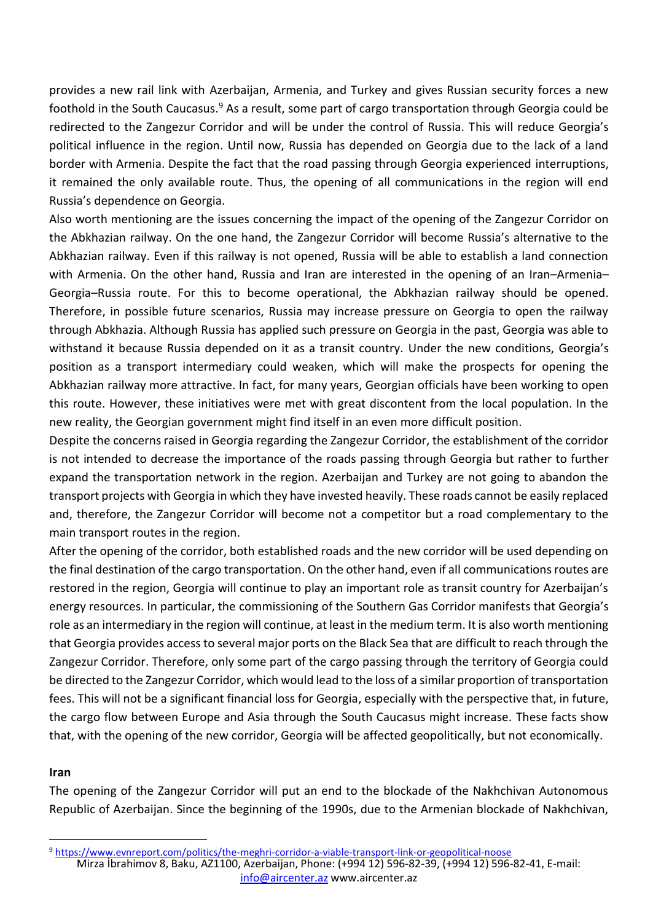provides a new rail link with Azerbaijan, Armenia, and Turkey and gives Russian security forces a new foothold in the South Caucasus.[9] As a result, some part of cargo transportation through Georgia could be redirected to the Zangezur Corridor and will be under the control of Russia. This will reduce Georgia's political influence in the region. Until now, Russia has depended on Georgia due to the lack of a land border with Armenia. Despite the fact that the road passing through Georgia experienced interruptions, it remained the only available route. Thus, the opening of all communications in the region will end Russia's dependence on Georgia.

Also worth mentioning are the issues concerning the impact of the opening of the Zangezur Corridor on the Abkhazian railway. On the one hand, the Zangezur Corridor will become Russia's alternative to the Abkhazian railway. Even if this railway is not opened, Russia will be able to establish a land connection with Armenia. On the other hand, Russia and Iran are interested in the opening of an Iran–Armenia–Georgia–Russia route. For this to become operational, the Abkhazian railway should be opened. Therefore, in possible future scenarios, Russia may increase pressure on Georgia to open the railway through Abkhazia. Although Russia has applied such pressure on Georgia in the past, Georgia was able to withstand it because Russia depended on it as a transit country. Under the new conditions, Georgia's position as a transport intermediary could weaken, which will make the prospects for opening the Abkhazian railway more attractive. In fact, for many years, Georgian officials have been working to open this route. However, these initiatives were met with great discontent from the local population. In the new reality, the Georgian government might find itself in an even more difficult position.

Despite the concerns raised in Georgia regarding the Zangezur Corridor, the establishment of the corridor is not intended to decrease the importance of the roads passing through Georgia but rather to further expand the transportation network in the region. Azerbaijan and Turkey are not going to abandon the transport projects with Georgia in which they have invested heavily. These roads cannot be easily replaced and, therefore, the Zangezur Corridor will become not a competitor but a road complementary to the main transport routes in the region.

After the opening of the corridor, both established roads and the new corridor will be used depending on the final destination of the cargo transportation. On the other hand, even if all communications routes are restored in the region, Georgia will continue to play an important role as transit country for Azerbaijan's energy resources. In particular, the commissioning of the Southern Gas Corridor manifests that Georgia's role as an intermediary in the region will continue, at least in the medium term. It is also worth mentioning that Georgia provides access to several major ports on the Black Sea that are difficult to reach through the Zangezur Corridor. Therefore, only some part of the cargo passing through the territory of Georgia could be directed to the Zangezur Corridor, which would lead to the loss of a similar proportion of transportation fees. This will not be a significant financial loss for Georgia, especially with the perspective that, in future, the cargo flow between Europe and Asia through the South Caucasus might increase. These facts show that, with the opening of the new corridor, Georgia will be affected geopolitically, but not economically.

**Iran**

The opening of the Zangezur Corridor will put an end to the blockade of the Nakhchivan Autonomous Republic of Azerbaijan. Since the beginning of the 1990s, due to the Armenian blockade of Nakhchivan,

[9] https://www.evnreport.com/politics/the-meghri-corridor-a-viable-transport-link-or-geopolitical-noose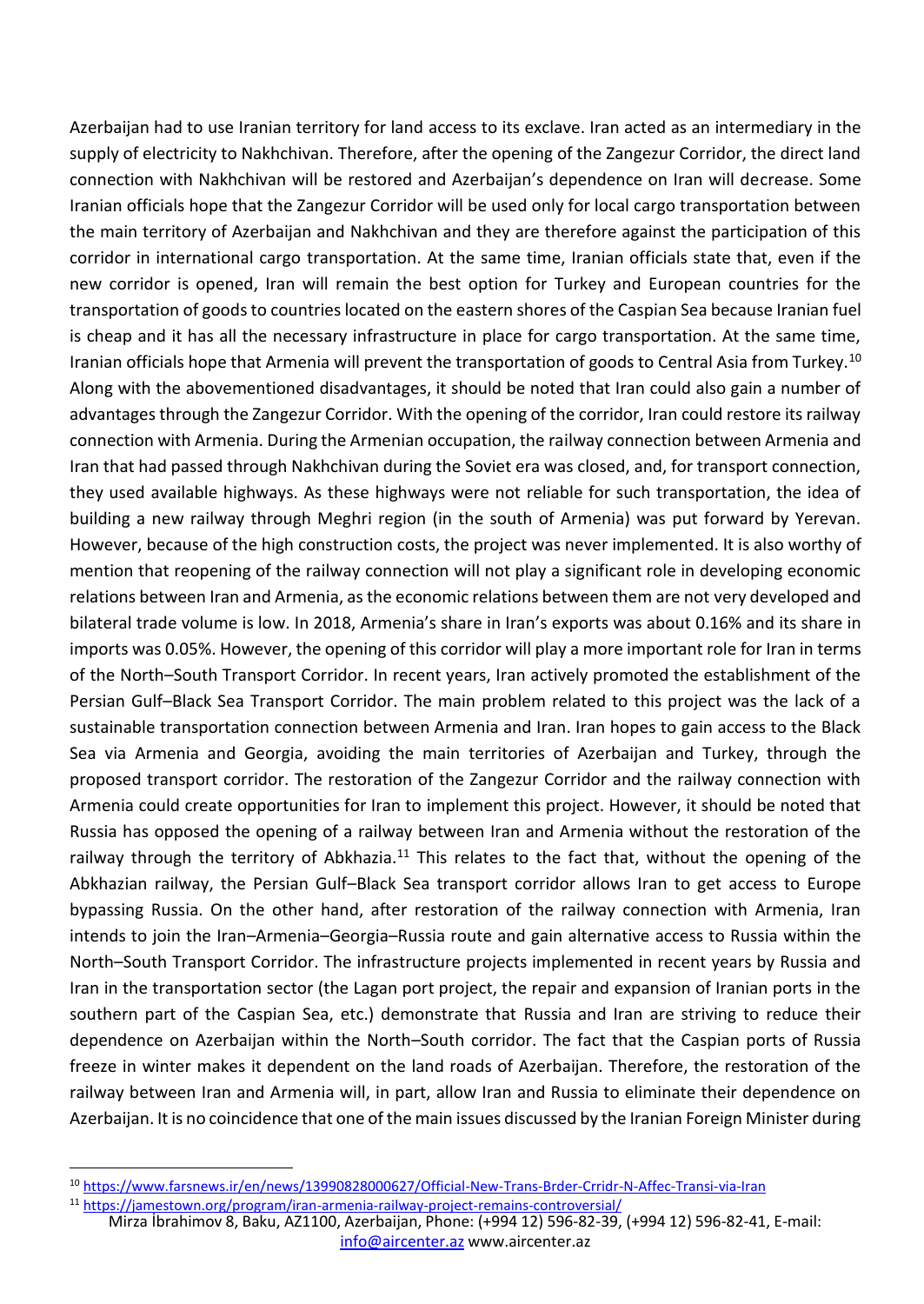Azerbaijan had to use Iranian territory for land access to its exclave. Iran acted as an intermediary in the supply of electricity to Nakhchivan. Therefore, after the opening of the Zangezur Corridor, the direct land connection with Nakhchivan will be restored and Azerbaijan's dependence on Iran will decrease. Some Iranian officials hope that the Zangezur Corridor will be used only for local cargo transportation between the main territory of Azerbaijan and Nakhchivan and they are therefore against the participation of this corridor in international cargo transportation. At the same time, Iranian officials state that, even if the new corridor is opened, Iran will remain the best option for Turkey and European countries for the transportation of goods to countries located on the eastern shores of the Caspian Sea because Iranian fuel is cheap and it has all the necessary infrastructure in place for cargo transportation. At the same time, Iranian officials hope that Armenia will prevent the transportation of goods to Central Asia from Turkey.[10] Along with the abovementioned disadvantages, it should be noted that Iran could also gain a number of advantages through the Zangezur Corridor. With the opening of the corridor, Iran could restore its railway connection with Armenia. During the Armenian occupation, the railway connection between Armenia and Iran that had passed through Nakhchivan during the Soviet era was closed, and, for transport connection, they used available highways. As these highways were not reliable for such transportation, the idea of building a new railway through Meghri region (in the south of Armenia) was put forward by Yerevan. However, because of the high construction costs, the project was never implemented. It is also worthy of mention that reopening of the railway connection will not play a significant role in developing economic relations between Iran and Armenia, as the economic relations between them are not very developed and bilateral trade volume is low. In 2018, Armenia's share in Iran's exports was about 0.16% and its share in imports was 0.05%. However, the opening of this corridor will play a more important role for Iran in terms of the North–South Transport Corridor. In recent years, Iran actively promoted the establishment of the Persian Gulf–Black Sea Transport Corridor. The main problem related to this project was the lack of a sustainable transportation connection between Armenia and Iran. Iran hopes to gain access to the Black Sea via Armenia and Georgia, avoiding the main territories of Azerbaijan and Turkey, through the proposed transport corridor. The restoration of the Zangezur Corridor and the railway connection with Armenia could create opportunities for Iran to implement this project. However, it should be noted that Russia has opposed the opening of a railway between Iran and Armenia without the restoration of the railway through the territory of Abkhazia.[11] This relates to the fact that, without the opening of the Abkhazian railway, the Persian Gulf–Black Sea transport corridor allows Iran to get access to Europe bypassing Russia. On the other hand, after restoration of the railway connection with Armenia, Iran intends to join the Iran–Armenia–Georgia–Russia route and gain alternative access to Russia within the North–South Transport Corridor. The infrastructure projects implemented in recent years by Russia and Iran in the transportation sector (the Lagan port project, the repair and expansion of Iranian ports in the southern part of the Caspian Sea, etc.) demonstrate that Russia and Iran are striving to reduce their dependence on Azerbaijan within the North–South corridor. The fact that the Caspian ports of Russia freeze in winter makes it dependent on the land roads of Azerbaijan. Therefore, the restoration of the railway between Iran and Armenia will, in part, allow Iran and Russia to eliminate their dependence on Azerbaijan. It is no coincidence that one of the main issues discussed by the Iranian Foreign Minister during

---

[10] https://www.farsnews.ir/en/news/13990828000627/Official-New-Trans-Brder-Crridr-N-Affec-Transi-via-Iran

[11] https://jamestown.org/program/iran-armenia-railway-project-remains-controversial/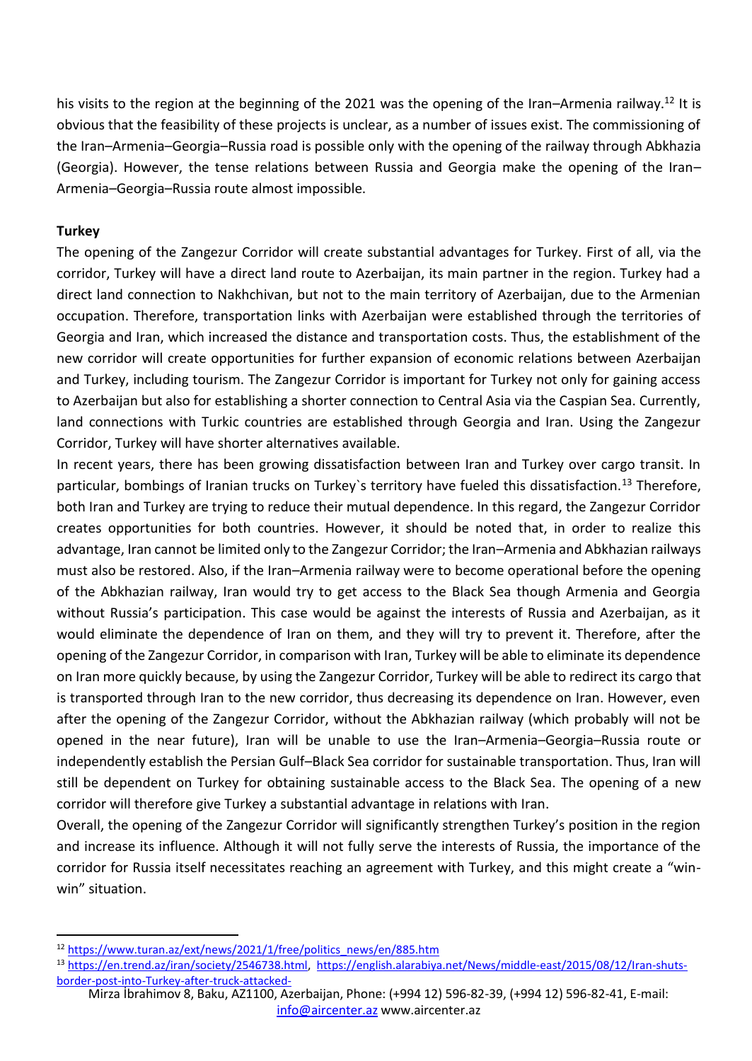his visits to the region at the beginning of the 2021 was the opening of the Iran–Armenia railway.[12] It is obvious that the feasibility of these projects is unclear, as a number of issues exist. The commissioning of the Iran–Armenia–Georgia–Russia road is possible only with the opening of the railway through Abkhazia (Georgia). However, the tense relations between Russia and Georgia make the opening of the Iran–Armenia–Georgia–Russia route almost impossible.

**Turkey**

The opening of the Zangezur Corridor will create substantial advantages for Turkey. First of all, via the corridor, Turkey will have a direct land route to Azerbaijan, its main partner in the region. Turkey had a direct land connection to Nakhchivan, but not to the main territory of Azerbaijan, due to the Armenian occupation. Therefore, transportation links with Azerbaijan were established through the territories of Georgia and Iran, which increased the distance and transportation costs. Thus, the establishment of the new corridor will create opportunities for further expansion of economic relations between Azerbaijan and Turkey, including tourism. The Zangezur Corridor is important for Turkey not only for gaining access to Azerbaijan but also for establishing a shorter connection to Central Asia via the Caspian Sea. Currently, land connections with Turkic countries are established through Georgia and Iran. Using the Zangezur Corridor, Turkey will have shorter alternatives available.

In recent years, there has been growing dissatisfaction between Iran and Turkey over cargo transit. In particular, bombings of Iranian trucks on Turkey`s territory have fueled this dissatisfaction.[13] Therefore, both Iran and Turkey are trying to reduce their mutual dependence. In this regard, the Zangezur Corridor creates opportunities for both countries. However, it should be noted that, in order to realize this advantage, Iran cannot be limited only to the Zangezur Corridor; the Iran–Armenia and Abkhazian railways must also be restored. Also, if the Iran–Armenia railway were to become operational before the opening of the Abkhazian railway, Iran would try to get access to the Black Sea though Armenia and Georgia without Russia's participation. This case would be against the interests of Russia and Azerbaijan, as it would eliminate the dependence of Iran on them, and they will try to prevent it. Therefore, after the opening of the Zangezur Corridor, in comparison with Iran, Turkey will be able to eliminate its dependence on Iran more quickly because, by using the Zangezur Corridor, Turkey will be able to redirect its cargo that is transported through Iran to the new corridor, thus decreasing its dependence on Iran. However, even after the opening of the Zangezur Corridor, without the Abkhazian railway (which probably will not be opened in the near future), Iran will be unable to use the Iran–Armenia–Georgia–Russia route or independently establish the Persian Gulf–Black Sea corridor for sustainable transportation. Thus, Iran will still be dependent on Turkey for obtaining sustainable access to the Black Sea. The opening of a new corridor will therefore give Turkey a substantial advantage in relations with Iran.

Overall, the opening of the Zangezur Corridor will significantly strengthen Turkey's position in the region and increase its influence. Although it will not fully serve the interests of Russia, the importance of the corridor for Russia itself necessitates reaching an agreement with Turkey, and this might create a "win-win" situation.

---

[12] https://www.turan.az/ext/news/2021/1/free/politics_news/en/885.htm

[13] https://en.trend.az/iran/society/2546738.html, https://english.alarabiya.net/News/middle-east/2015/08/12/Iran-shuts-border-post-into-Turkey-after-truck-attacked-

Mirza İbrahimov 8, Baku, AZ1100, Azerbaijan, Phone: (+994 12) 596-82-39, (+994 12) 596-82-41, E-mail: info@aircenter.az www.aircenter.az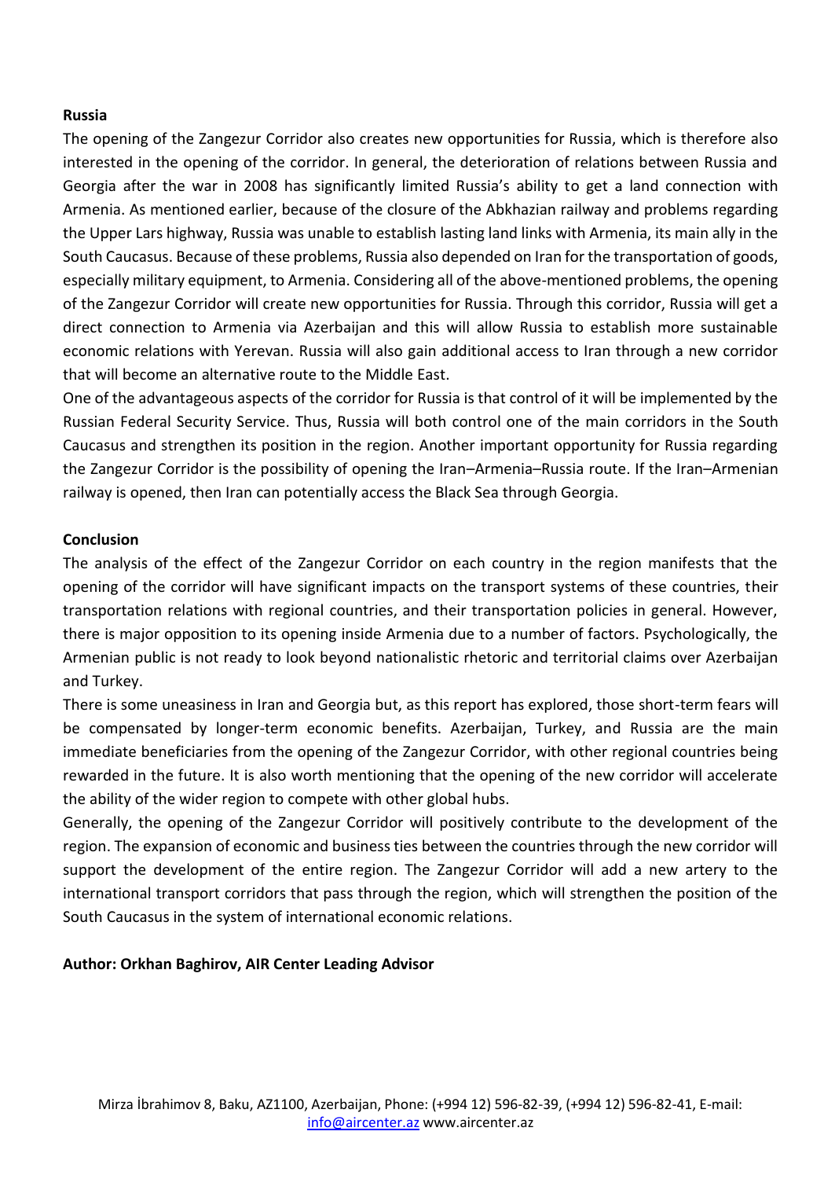**Russia**

The opening of the Zangezur Corridor also creates new opportunities for Russia, which is therefore also interested in the opening of the corridor. In general, the deterioration of relations between Russia and Georgia after the war in 2008 has significantly limited Russia's ability to get a land connection with Armenia. As mentioned earlier, because of the closure of the Abkhazian railway and problems regarding the Upper Lars highway, Russia was unable to establish lasting land links with Armenia, its main ally in the South Caucasus. Because of these problems, Russia also depended on Iran for the transportation of goods, especially military equipment, to Armenia. Considering all of the above-mentioned problems, the opening of the Zangezur Corridor will create new opportunities for Russia. Through this corridor, Russia will get a direct connection to Armenia via Azerbaijan and this will allow Russia to establish more sustainable economic relations with Yerevan. Russia will also gain additional access to Iran through a new corridor that will become an alternative route to the Middle East.

One of the advantageous aspects of the corridor for Russia is that control of it will be implemented by the Russian Federal Security Service. Thus, Russia will both control one of the main corridors in the South Caucasus and strengthen its position in the region. Another important opportunity for Russia regarding the Zangezur Corridor is the possibility of opening the Iran–Armenia–Russia route. If the Iran–Armenian railway is opened, then Iran can potentially access the Black Sea through Georgia.

**Conclusion**

The analysis of the effect of the Zangezur Corridor on each country in the region manifests that the opening of the corridor will have significant impacts on the transport systems of these countries, their transportation relations with regional countries, and their transportation policies in general. However, there is major opposition to its opening inside Armenia due to a number of factors. Psychologically, the Armenian public is not ready to look beyond nationalistic rhetoric and territorial claims over Azerbaijan and Turkey.

There is some uneasiness in Iran and Georgia but, as this report has explored, those short-term fears will be compensated by longer-term economic benefits. Azerbaijan, Turkey, and Russia are the main immediate beneficiaries from the opening of the Zangezur Corridor, with other regional countries being rewarded in the future. It is also worth mentioning that the opening of the new corridor will accelerate the ability of the wider region to compete with other global hubs.

Generally, the opening of the Zangezur Corridor will positively contribute to the development of the region. The expansion of economic and business ties between the countries through the new corridor will support the development of the entire region. The Zangezur Corridor will add a new artery to the international transport corridors that pass through the region, which will strengthen the position of the South Caucasus in the system of international economic relations.

**Author: Orkhan Baghirov, AIR Center Leading Advisor**